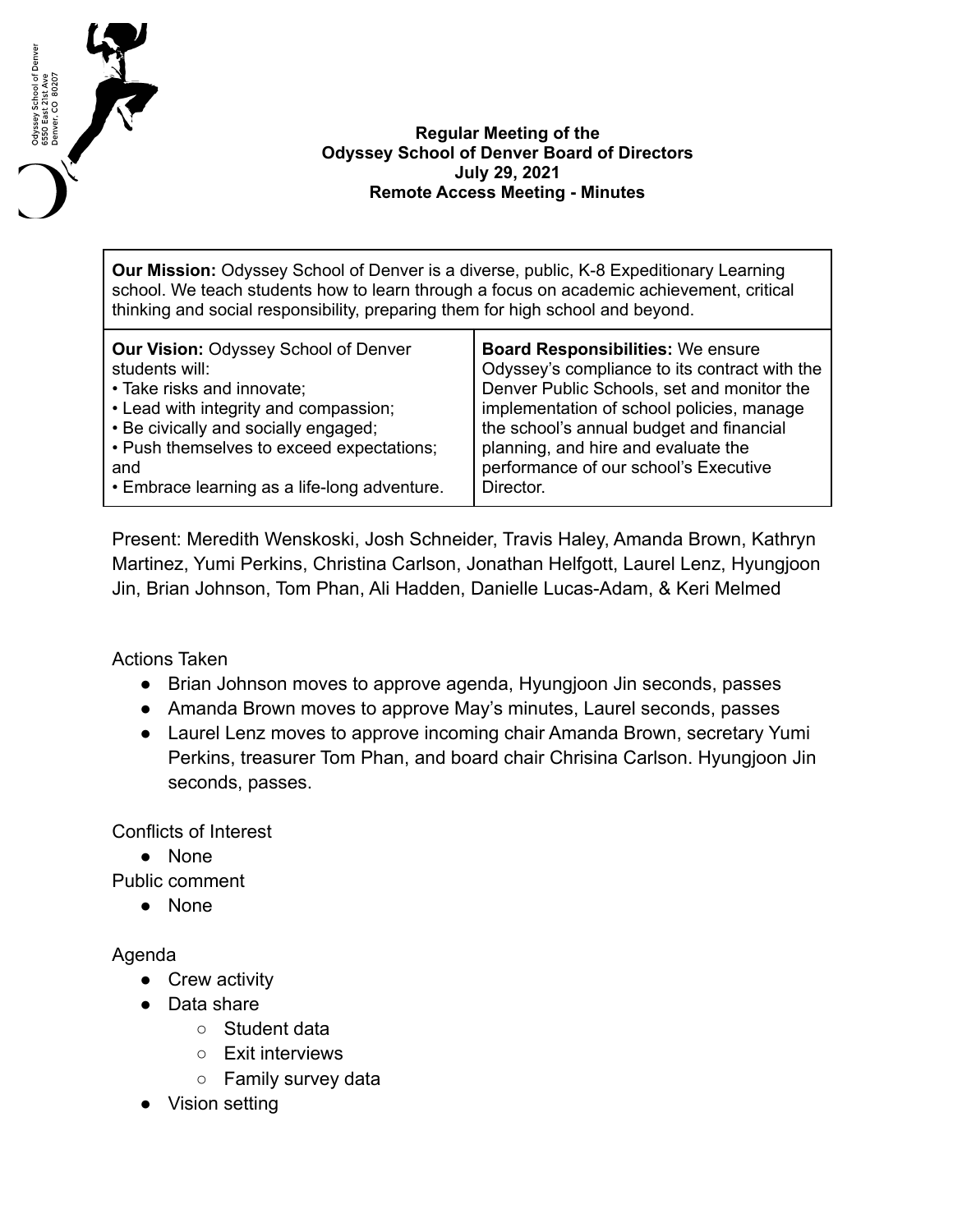Odyssey School of Denver
6550 East 21st Ave
Denver, CO 80207

# Regular Meeting of the Odyssey School of Denver Board of Directors
## July 29, 2021
## Remote Access Meeting - Minutes

| **Our Mission:** Odyssey School of Denver is a diverse, public, K-8 Expeditionary Learning school. We teach students how to learn through a focus on academic achievement, critical thinking and social responsibility, preparing them for high school and beyond. | |
|---|---|
| **Our Vision:** Odyssey School of Denver students will:<br>• Take risks and innovate;<br>• Lead with integrity and compassion;<br>• Be civically and socially engaged;<br>• Push themselves to exceed expectations; and<br>• Embrace learning as a life-long adventure. | **Board Responsibilities:** We ensure Odyssey's compliance to its contract with the Denver Public Schools, set and monitor the implementation of school policies, manage the school's annual budget and financial planning, and hire and evaluate the performance of our school's Executive Director. |

Present: Meredith Wenskoski, Josh Schneider, Travis Haley, Amanda Brown, Kathryn Martinez, Yumi Perkins, Christina Carlson, Jonathan Helfgott, Laurel Lenz, Hyungjoon Jin, Brian Johnson, Tom Phan, Ali Hadden, Danielle Lucas-Adam, & Keri Melmed

Actions Taken

- Brian Johnson moves to approve agenda, Hyungjoon Jin seconds, passes
- Amanda Brown moves to approve May's minutes, Laurel seconds, passes
- Laurel Lenz moves to approve incoming chair Amanda Brown, secretary Yumi Perkins, treasurer Tom Phan, and board chair Chrisina Carlson. Hyungjoon Jin seconds, passes.

Conflicts of Interest

- None

Public comment

- None

Agenda

- Crew activity
- Data share
  - Student data
  - Exit interviews
  - Family survey data
- Vision setting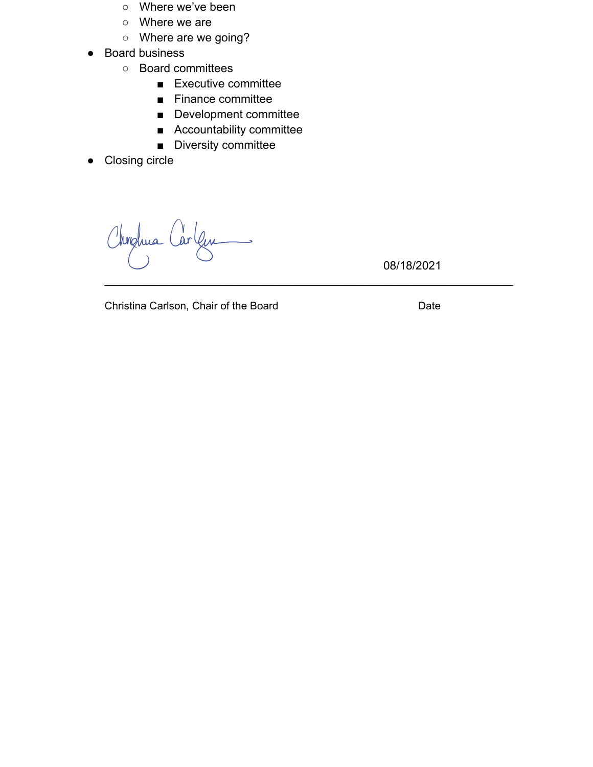- Where we've been
    - Where we are
    - Where are we going?
- Board business
    - Board committees
        - Executive committee
        - Finance committee
        - Development committee
        - Accountability committee
        - Diversity committee
- Closing circle

08/18/2021

Christina Carlson, Chair of the Board

Date